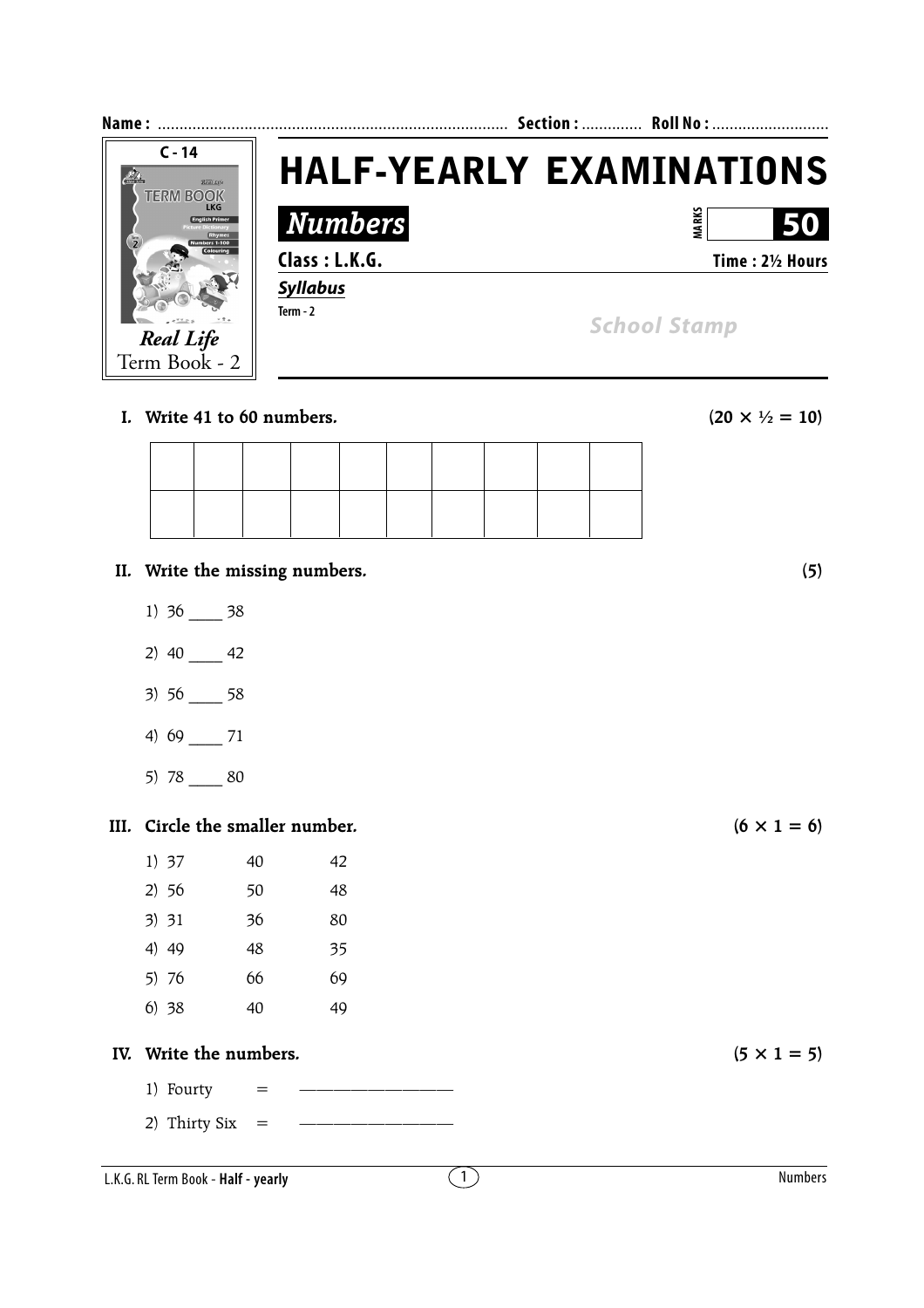Name : ................................................................................ Section : ............. Roll No : ...........................

C - 14

Real Life
Term Book - 2

# HALF-YEARLY EXAMINATIONS

## Numbers

MARKS **50**

**Class : L.K.G.** **Time : 2½ Hours**

***Syllabus***

Term - 2

School Stamp

**I. Write 41 to 60 numbers.** **(20 × ½ = 10)**

| | | | | | | | | | |
|---|---|---|---|---|---|---|---|---|---|
| | | | | | | | | | |
| | | | | | | | | | |

**II. Write the missing numbers.** **(5)**

1) 36 ____ 38

2) 40 ____ 42

3) 56 ____ 58

4) 69 ____ 71

5) 78 ____ 80

**III. Circle the smaller number.** **(6 × 1 = 6)**

1) 37 40 42

2) 56 50 48

3) 31 36 80

4) 49 48 35

5) 76 66 69

6) 38 40 49

**IV. Write the numbers.** **(5 × 1 = 5)**

1) Fourty = ________________

2) Thirty Six = ________________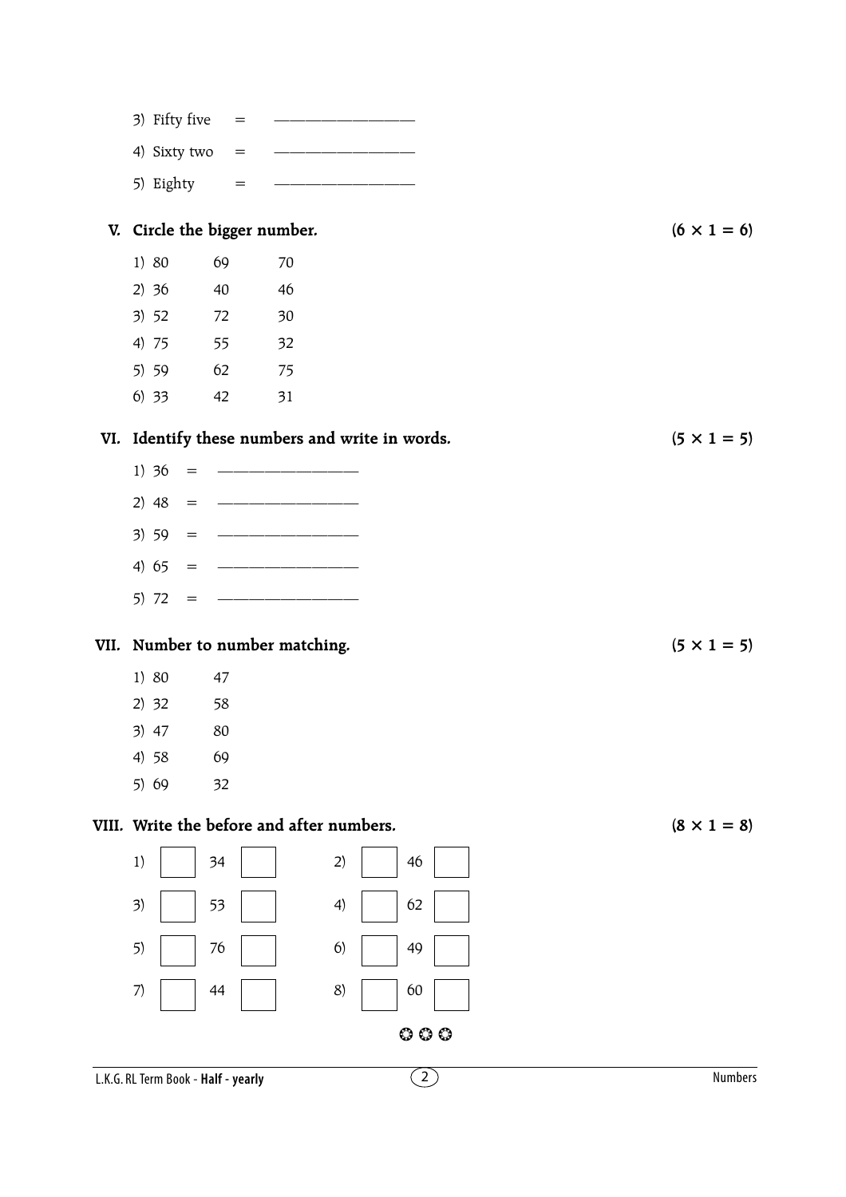3) Fifty five = ________________

4) Sixty two = ________________

5) Eighty = ________________

## V. Circle the bigger number. (6 × 1 = 6)

| | | |
|---|---|---|
| 1) 80 | 69 | 70 |
| 2) 36 | 40 | 46 |
| 3) 52 | 72 | 30 |
| 4) 75 | 55 | 32 |
| 5) 59 | 62 | 75 |
| 6) 33 | 42 | 31 |

## VI. Identify these numbers and write in words. (5 × 1 = 5)

1) 36 = ________________

2) 48 = ________________

3) 59 = ________________

4) 65 = ________________

5) 72 = ________________

## VII. Number to number matching. (5 × 1 = 5)

| | |
|---|---|
| 1) 80 | 47 |
| 2) 32 | 58 |
| 3) 47 | 80 |
| 4) 58 | 69 |
| 5) 69 | 32 |

## VIII. Write the before and after numbers. (8 × 1 = 8)

| | | | | |
|---|---|---|---|---|
| 1) ☐ 34 ☐ | | | | 2) ☐ 46 ☐ |
| 3) ☐ 53 ☐ | | | | 4) ☐ 62 ☐ |
| 5) ☐ 76 ☐ | | | | 6) ☐ 49 ☐ |
| 7) ☐ 44 ☐ | | | | 8) ☐ 60 ☐ |

✪ ✪ ✪